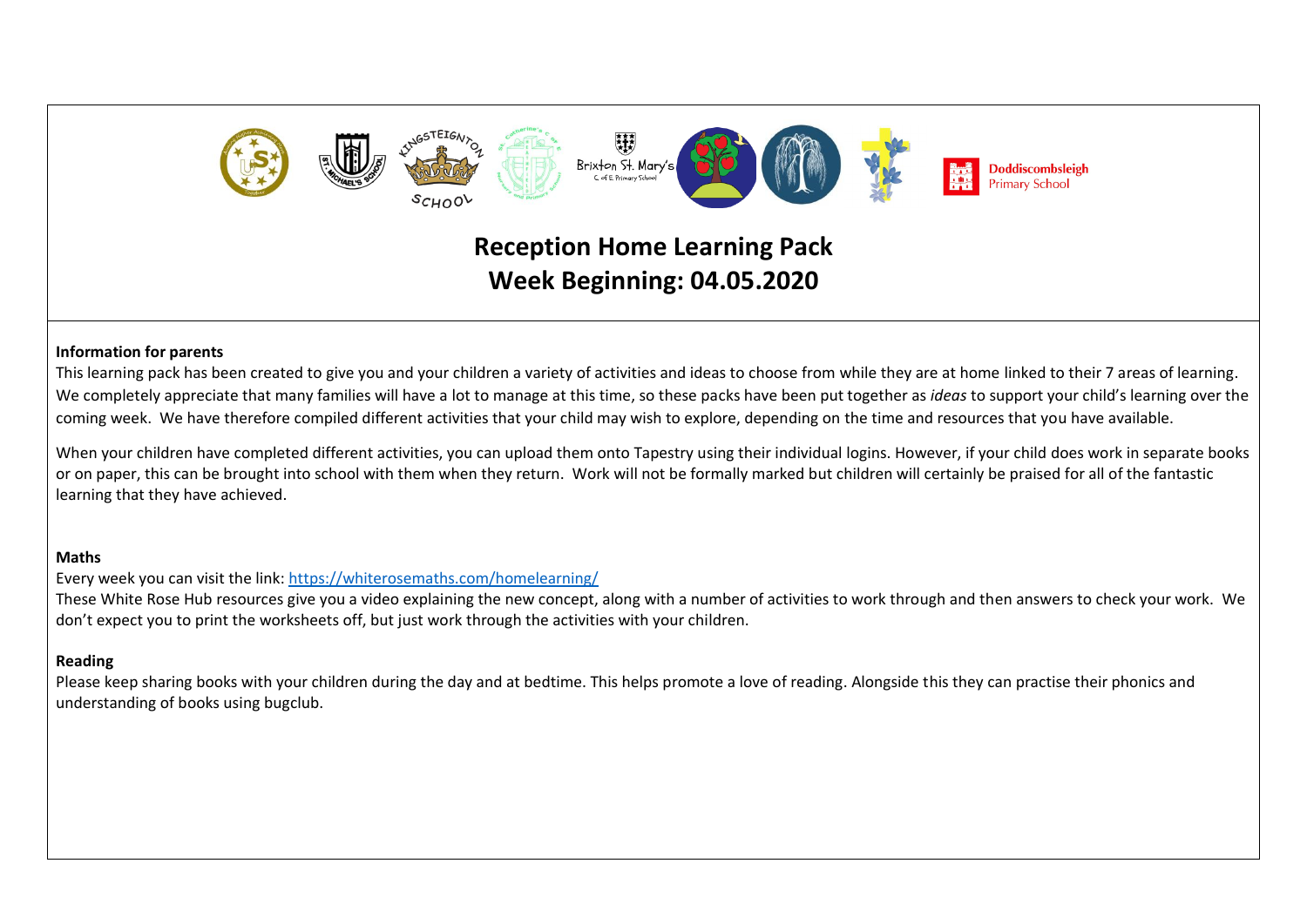Doddiscombsleigh Primary School

# Reception Home Learning Pack
## Week Beginning: 04.05.2020

**Information for parents**

This learning pack has been created to give you and your children a variety of activities and ideas to choose from while they are at home linked to their 7 areas of learning. We completely appreciate that many families will have a lot to manage at this time, so these packs have been put together as *ideas* to support your child's learning over the coming week. We have therefore compiled different activities that your child may wish to explore, depending on the time and resources that you have available.

When your children have completed different activities, you can upload them onto Tapestry using their individual logins. However, if your child does work in separate books or on paper, this can be brought into school with them when they return. Work will not be formally marked but children will certainly be praised for all of the fantastic learning that they have achieved.

**Maths**

Every week you can visit the link: [https://whiterosemaths.com/homelearning/](https://whiterosemaths.com/homelearning/)

These White Rose Hub resources give you a video explaining the new concept, along with a number of activities to work through and then answers to check your work. We don't expect you to print the worksheets off, but just work through the activities with your children.

**Reading**

Please keep sharing books with your children during the day and at bedtime. This helps promote a love of reading. Alongside this they can practise their phonics and understanding of books using bugclub.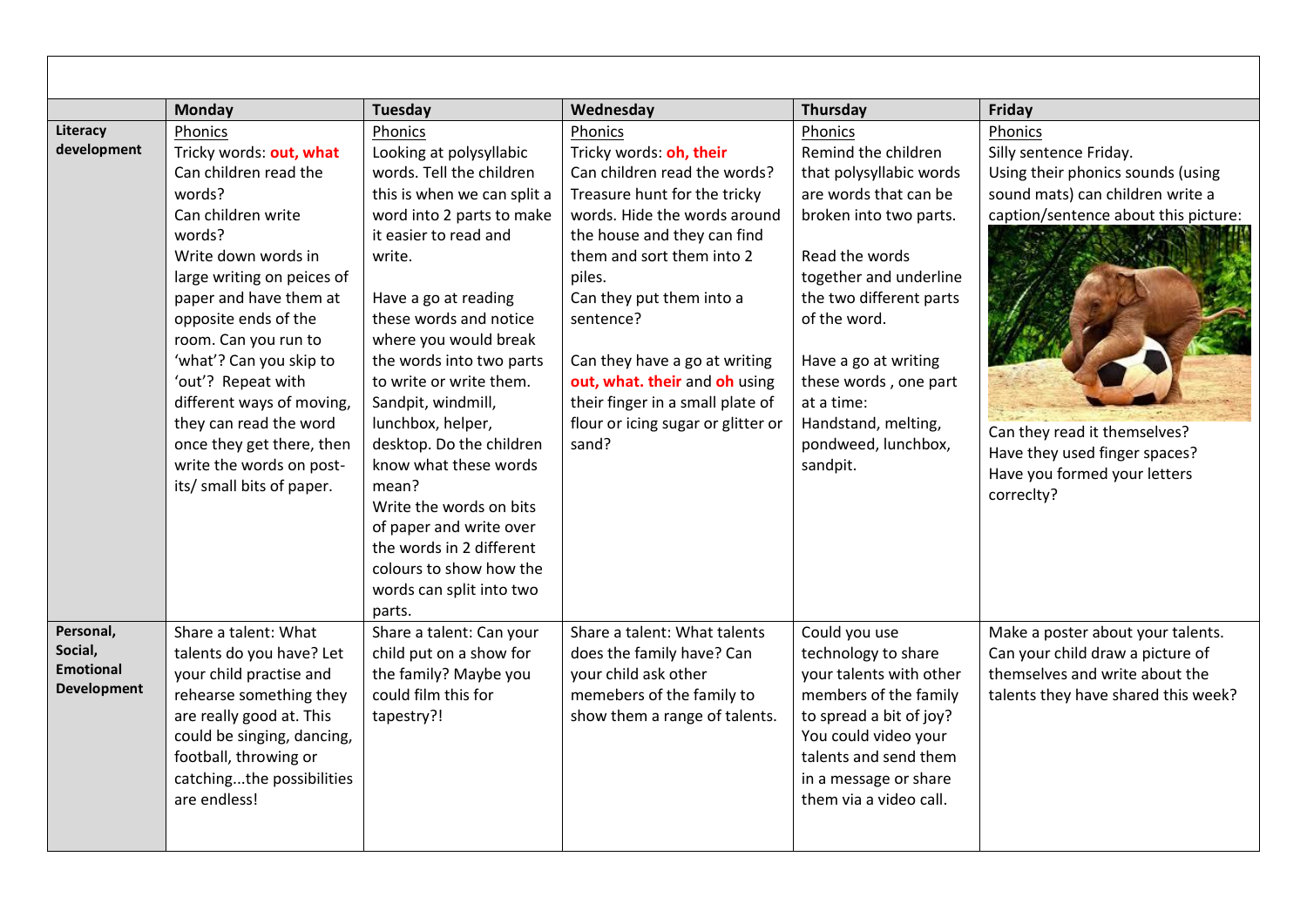| | Monday | Tuesday | Wednesday | Thursday | Friday |
|---|---|---|---|---|---|
| **Literacy development** | Phonics<br>Tricky words: **out, what**<br>Can children read the words?<br>Can children write words?<br>Write down words in large writing on peices of paper and have them at opposite ends of the room. Can you run to 'what'? Can you skip to 'out'? Repeat with different ways of moving, they can read the word once they get there, then write the words on post-its/ small bits of paper. | Phonics<br>Looking at polysyllabic words. Tell the children this is when we can split a word into 2 parts to make it easier to read and write.<br><br>Have a go at reading these words and notice where you would break the words into two parts to write or write them. Sandpit, windmill, lunchbox, helper, desktop. Do the children know what these words mean?<br>Write the words on bits of paper and write over the words in 2 different colours to show how the words can split into two parts. | Phonics<br>Tricky words: **oh, their**<br>Can children read the words?<br>Treasure hunt for the tricky words. Hide the words around the house and they can find them and sort them into 2 piles.<br>Can they put them into a sentence?<br><br>Can they have a go at writing **out, what. their** and **oh** using their finger in a small plate of flour or icing sugar or glitter or sand? | Phonics<br>Remind the children that polysyllabic words are words that can be broken into two parts.<br><br>Read the words together and underline the two different parts of the word.<br><br>Have a go at writing these words , one part at a time:<br>Handstand, melting, pondweed, lunchbox, sandpit. | Phonics<br>Silly sentence Friday.<br>Using their phonics sounds (using sound mats) can children write a caption/sentence about this picture:<br><br>Can they read it themselves?<br>Have they used finger spaces?<br>Have you formed your letters correclty? |
| **Personal, Social, Emotional Development** | Share a talent: What talents do you have? Let your child practise and rehearse something they are really good at. This could be singing, dancing, football, throwing or catching...the possibilities are endless! | Share a talent: Can your child put on a show for the family? Maybe you could film this for tapestry?! | Share a talent: What talents does the family have? Can your child ask other memebers of the family to show them a range of talents. | Could you use technology to share your talents with other members of the family to spread a bit of joy? You could video your talents and send them in a message or share them via a video call. | Make a poster about your talents. Can your child draw a picture of themselves and write about the talents they have shared this week? |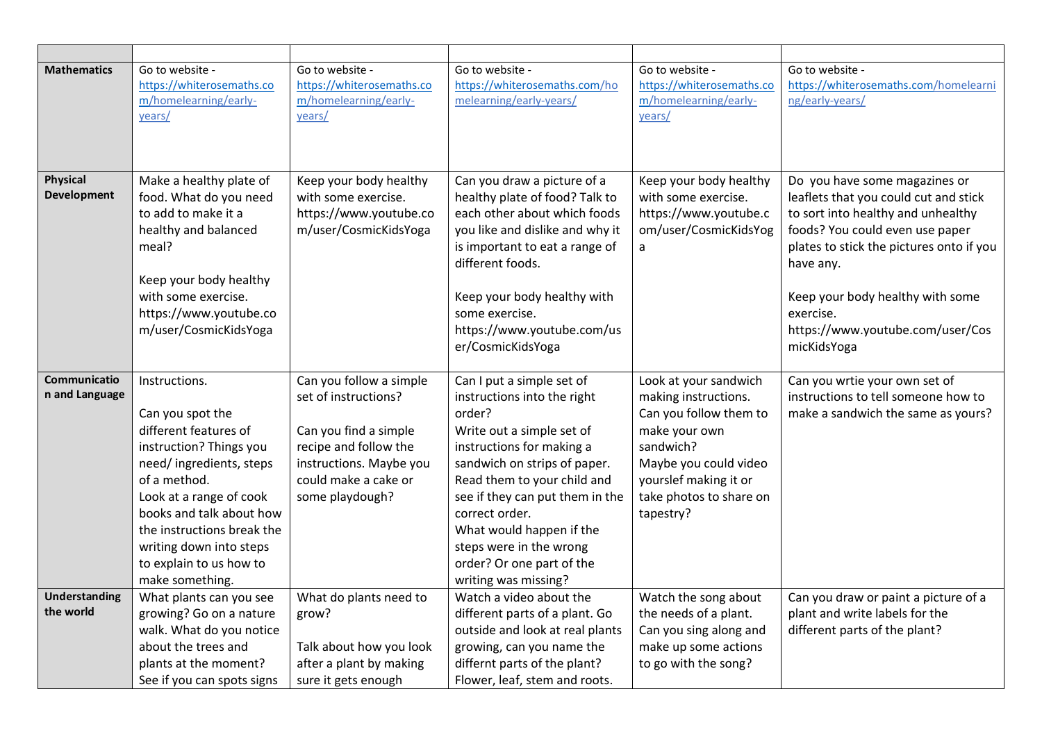| | | | | | |
|---|---|---|---|---|---|
| **Mathematics** | Go to website - https://whiterosemaths.com/homelearning/early-years/ | Go to website - https://whiterosemaths.com/homelearning/early-years/ | Go to website - https://whiterosemaths.com/homelearning/early-years/ | Go to website - https://whiterosemaths.com/homelearning/early-years/ | Go to website - https://whiterosemaths.com/homelearning/early-years/ |
| **Physical Development** | Make a healthy plate of food. What do you need to add to make it a healthy and balanced meal?<br><br>Keep your body healthy with some exercise. https://www.youtube.com/user/CosmicKidsYoga | Keep your body healthy with some exercise. https://www.youtube.com/user/CosmicKidsYoga | Can you draw a picture of a healthy plate of food? Talk to each other about which foods you like and dislike and why it is important to eat a range of different foods.<br><br>Keep your body healthy with some exercise. https://www.youtube.com/user/CosmicKidsYoga | Keep your body healthy with some exercise. https://www.youtube.com/user/CosmicKidsYoga | Do you have some magazines or leaflets that you could cut and stick to sort into healthy and unhealthy foods? You could even use paper plates to stick the pictures onto if you have any.<br><br>Keep your body healthy with some exercise. https://www.youtube.com/user/CosmicKidsYoga |
| **Communication and Language** | Instructions.<br><br>Can you spot the different features of instruction? Things you need/ ingredients, steps of a method.<br>Look at a range of cook books and talk about how the instructions break the writing down into steps to explain to us how to make something. | Can you follow a simple set of instructions?<br><br>Can you find a simple recipe and follow the instructions. Maybe you could make a cake or some playdough? | Can I put a simple set of instructions into the right order?<br>Write out a simple set of instructions for making a sandwich on strips of paper. Read them to your child and see if they can put them in the correct order.<br>What would happen if the steps were in the wrong order? Or one part of the writing was missing? | Look at your sandwich making instructions. Can you follow them to make your own sandwich?<br>Maybe you could video yourslef making it or take photos to share on tapestry? | Can you wrtie your own set of instructions to tell someone how to make a sandwich the same as yours? |
| **Understanding the world** | What plants can you see growing? Go on a nature walk. What do you notice about the trees and plants at the moment? See if you can spots signs | What do plants need to grow?<br><br>Talk about how you look after a plant by making sure it gets enough | Watch a video about the different parts of a plant. Go outside and look at real plants growing, can you name the differnt parts of the plant? Flower, leaf, stem and roots. | Watch the song about the needs of a plant. Can you sing along and make up some actions to go with the song? | Can you draw or paint a picture of a plant and write labels for the different parts of the plant? |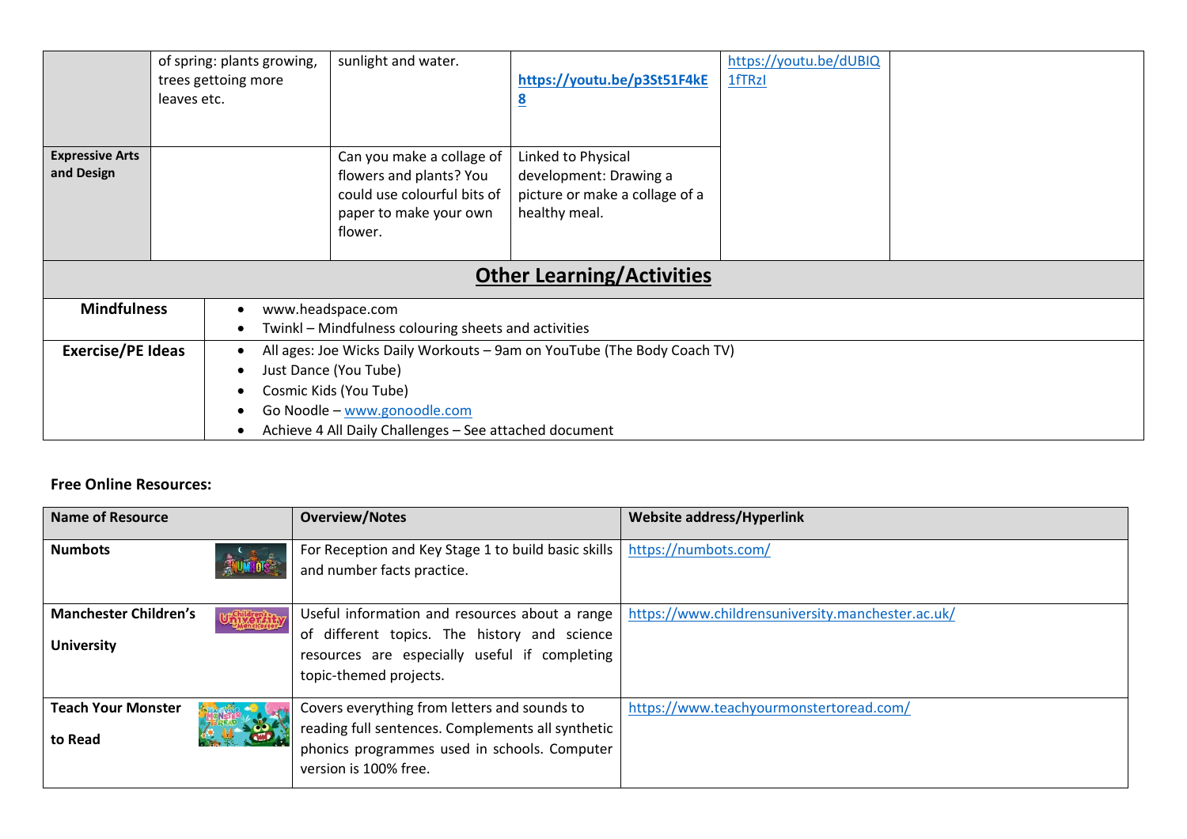|  |  |  |  |  |  |
|---|---|---|---|---|---|
|  | of spring: plants growing, trees gettoing more leaves etc. | sunlight and water. | **https://youtu.be/p3St51F4kE8** | https://youtu.be/dUBIQ1fTRzI |  |
| **Expressive Arts and Design** |  | Can you make a collage of flowers and plants? You could use colourful bits of paper to make your own flower. | Linked to Physical development: Drawing a picture or make a collage of a healthy meal. |  |  |

## Other Learning/Activities

| | |
|---|---|
| **Mindfulness** | • www.headspace.com<br>• Twinkl – Mindfulness colouring sheets and activities |
| **Exercise/PE Ideas** | • All ages: Joe Wicks Daily Workouts – 9am on YouTube (The Body Coach TV)<br>• Just Dance (You Tube)<br>• Cosmic Kids (You Tube)<br>• Go Noodle – www.gonoodle.com<br>• Achieve 4 All Daily Challenges – See attached document |

**Free Online Resources:**

| Name of Resource | Overview/Notes | Website address/Hyperlink |
|---|---|---|
| **Numbots** | For Reception and Key Stage 1 to build basic skills and number facts practice. | https://numbots.com/ |
| **Manchester Children's University** | Useful information and resources about a range of different topics. The history and science resources are especially useful if completing topic-themed projects. | https://www.childrensuniversity.manchester.ac.uk/ |
| **Teach Your Monster to Read** | Covers everything from letters and sounds to reading full sentences. Complements all synthetic phonics programmes used in schools. Computer version is 100% free. | https://www.teachyourmonstertoread.com/ |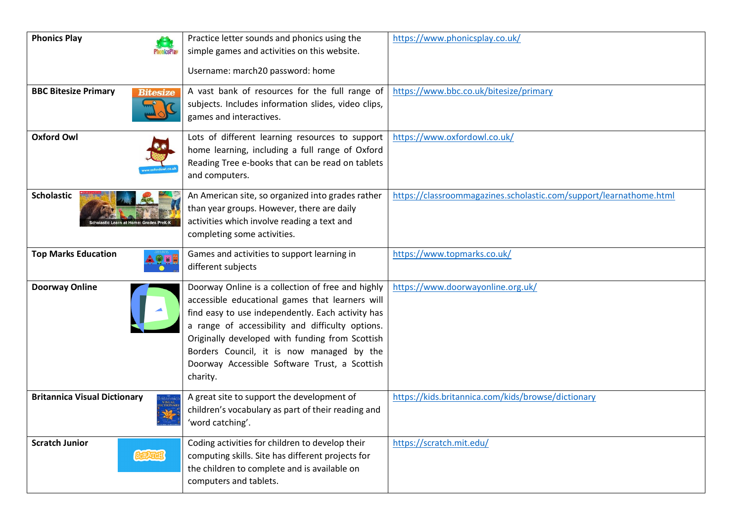| **Phonics Play** | Practice letter sounds and phonics using the simple games and activities on this website.<br><br>Username: march20 password: home | https://www.phonicsplay.co.uk/ |
|---|---|---|
| **BBC Bitesize Primary** | A vast bank of resources for the full range of subjects. Includes information slides, video clips, games and interactives. | https://www.bbc.co.uk/bitesize/primary |
| **Oxford Owl** | Lots of different learning resources to support home learning, including a full range of Oxford Reading Tree e-books that can be read on tablets and computers. | https://www.oxfordowl.co.uk/ |
| **Scholastic** | An American site, so organized into grades rather than year groups. However, there are daily activities which involve reading a text and completing some activities. | https://classroommagazines.scholastic.com/support/learnathome.html |
| **Top Marks Education** | Games and activities to support learning in different subjects | https://www.topmarks.co.uk/ |
| **Doorway Online** | Doorway Online is a collection of free and highly accessible educational games that learners will find easy to use independently. Each activity has a range of accessibility and difficulty options. Originally developed with funding from Scottish Borders Council, it is now managed by the Doorway Accessible Software Trust, a Scottish charity. | https://www.doorwayonline.org.uk/ |
| **Britannica Visual Dictionary** | A great site to support the development of children's vocabulary as part of their reading and 'word catching'. | https://kids.britannica.com/kids/browse/dictionary |
| **Scratch Junior** | Coding activities for children to develop their computing skills. Site has different projects for the children to complete and is available on computers and tablets. | https://scratch.mit.edu/ |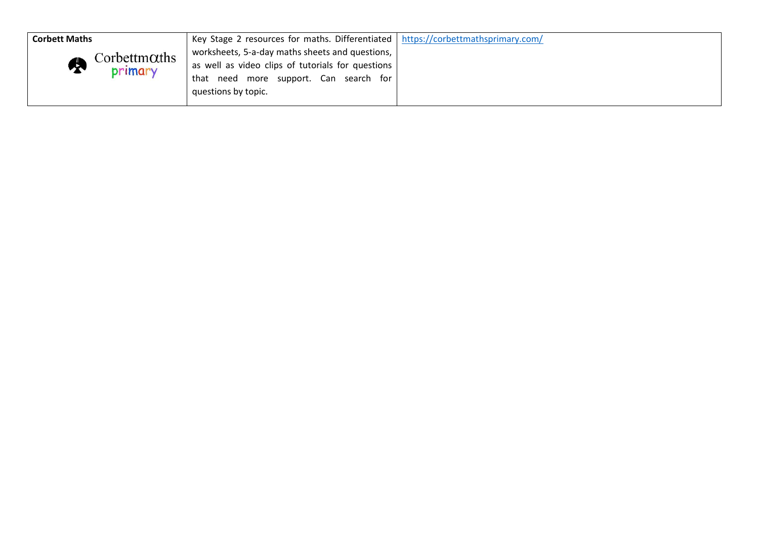| | | |
|---|---|---|
| **Corbett Maths** Corbettmaths primary | Key Stage 2 resources for maths. Differentiated worksheets, 5-a-day maths sheets and questions, as well as video clips of tutorials for questions that need more support. Can search for questions by topic. | https://corbettmathsprimary.com/ |